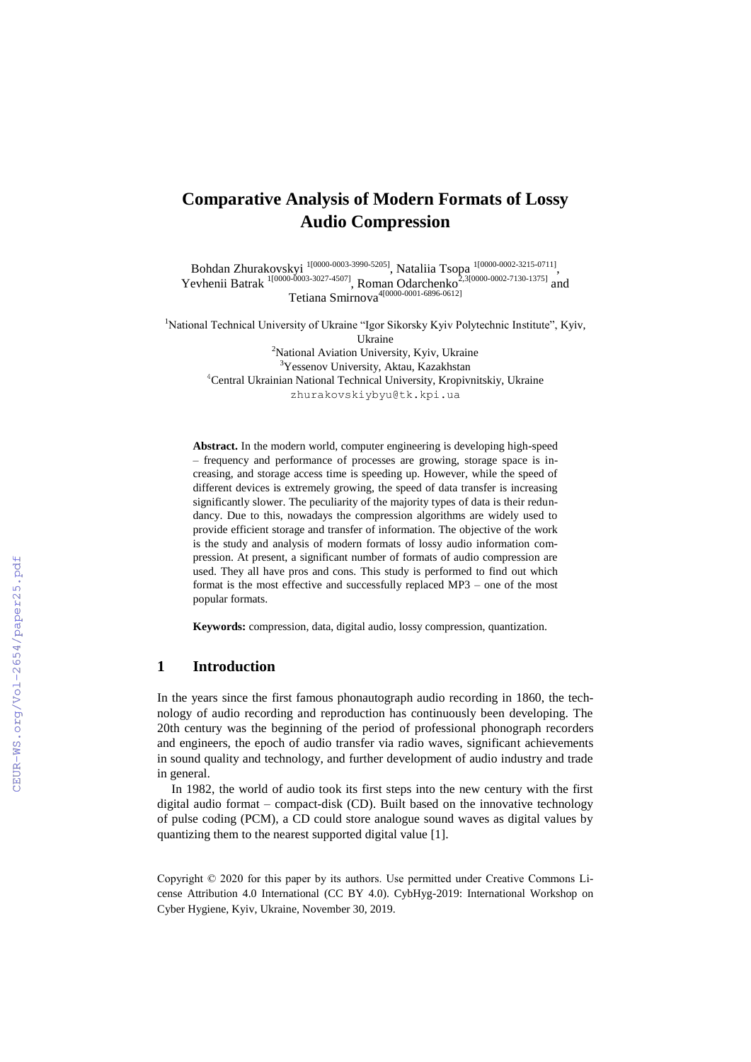# Comparative Analysis of Modern Formats of Lossy Audio Compression

Bohdan Zhurakovskyi [1[0000-0003-3990-5205]], Nataliia Tsopa [1[0000-0002-3215-0711]], Yevhenii Batrak [1[0000-0003-3027-4507]], Roman Odarchenko [2,3[0000-0002-7130-1375]] and Tetiana Smirnova [4[0000-0001-6896-0612]]

[1]National Technical University of Ukraine "Igor Sikorsky Kyiv Polytechnic Institute", Kyiv, Ukraine
[2]National Aviation University, Kyiv, Ukraine
[3]Yessenov University, Aktau, Kazakhstan
[4]Central Ukrainian National Technical University, Kropivnitskiy, Ukraine
zhurakovskiybyu@tk.kpi.ua

**Abstract.** In the modern world, computer engineering is developing high-speed – frequency and performance of processes are growing, storage space is increasing, and storage access time is speeding up. However, while the speed of different devices is extremely growing, the speed of data transfer is increasing significantly slower. The peculiarity of the majority types of data is their redundancy. Due to this, nowadays the compression algorithms are widely used to provide efficient storage and transfer of information. The objective of the work is the study and analysis of modern formats of lossy audio information compression. At present, a significant number of formats of audio compression are used. They all have pros and cons. This study is performed to find out which format is the most effective and successfully replaced MP3 – one of the most popular formats.

**Keywords:** compression, data, digital audio, lossy compression, quantization.

## 1 Introduction

In the years since the first famous phonautograph audio recording in 1860, the technology of audio recording and reproduction has continuously been developing. The 20th century was the beginning of the period of professional phonograph recorders and engineers, the epoch of audio transfer via radio waves, significant achievements in sound quality and technology, and further development of audio industry and trade in general.

In 1982, the world of audio took its first steps into the new century with the first digital audio format – compact-disk (CD). Built based on the innovative technology of pulse coding (PCM), a CD could store analogue sound waves as digital values by quantizing them to the nearest supported digital value [1].

Copyright © 2020 for this paper by its authors. Use permitted under Creative Commons License Attribution 4.0 International (CC BY 4.0). CybHyg-2019: International Workshop on Cyber Hygiene, Kyiv, Ukraine, November 30, 2019.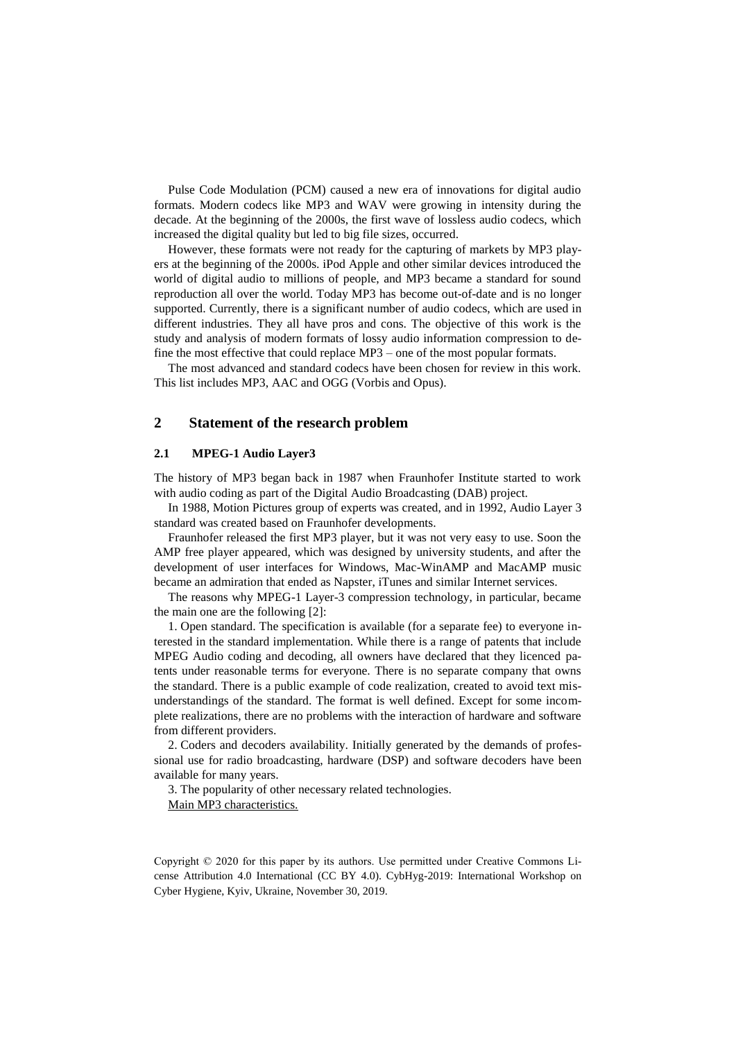Pulse Code Modulation (PCM) caused a new era of innovations for digital audio formats. Modern codecs like MP3 and WAV were growing in intensity during the decade. At the beginning of the 2000s, the first wave of lossless audio codecs, which increased the digital quality but led to big file sizes, occurred.

However, these formats were not ready for the capturing of markets by MP3 players at the beginning of the 2000s. iPod Apple and other similar devices introduced the world of digital audio to millions of people, and MP3 became a standard for sound reproduction all over the world. Today MP3 has become out-of-date and is no longer supported. Currently, there is a significant number of audio codecs, which are used in different industries. They all have pros and cons. The objective of this work is the study and analysis of modern formats of lossy audio information compression to define the most effective that could replace MP3 – one of the most popular formats.

The most advanced and standard codecs have been chosen for review in this work. This list includes MP3, AAC and OGG (Vorbis and Opus).

## 2 Statement of the research problem

### 2.1 MPEG-1 Audio Layer3

The history of MP3 began back in 1987 when Fraunhofer Institute started to work with audio coding as part of the Digital Audio Broadcasting (DAB) project.

In 1988, Motion Pictures group of experts was created, and in 1992, Audio Layer 3 standard was created based on Fraunhofer developments.

Fraunhofer released the first MP3 player, but it was not very easy to use. Soon the AMP free player appeared, which was designed by university students, and after the development of user interfaces for Windows, Mac-WinAMP and MacAMP music became an admiration that ended as Napster, iTunes and similar Internet services.

The reasons why MPEG-1 Layer-3 compression technology, in particular, became the main one are the following [2]:

1. Open standard. The specification is available (for a separate fee) to everyone interested in the standard implementation. While there is a range of patents that include MPEG Audio coding and decoding, all owners have declared that they licenced patents under reasonable terms for everyone. There is no separate company that owns the standard. There is a public example of code realization, created to avoid text misunderstandings of the standard. The format is well defined. Except for some incomplete realizations, there are no problems with the interaction of hardware and software from different providers.

2. Coders and decoders availability. Initially generated by the demands of professional use for radio broadcasting, hardware (DSP) and software decoders have been available for many years.

3. The popularity of other necessary related technologies.

Main MP3 characteristics.

Copyright © 2020 for this paper by its authors. Use permitted under Creative Commons License Attribution 4.0 International (CC BY 4.0). CybHyg-2019: International Workshop on Cyber Hygiene, Kyiv, Ukraine, November 30, 2019.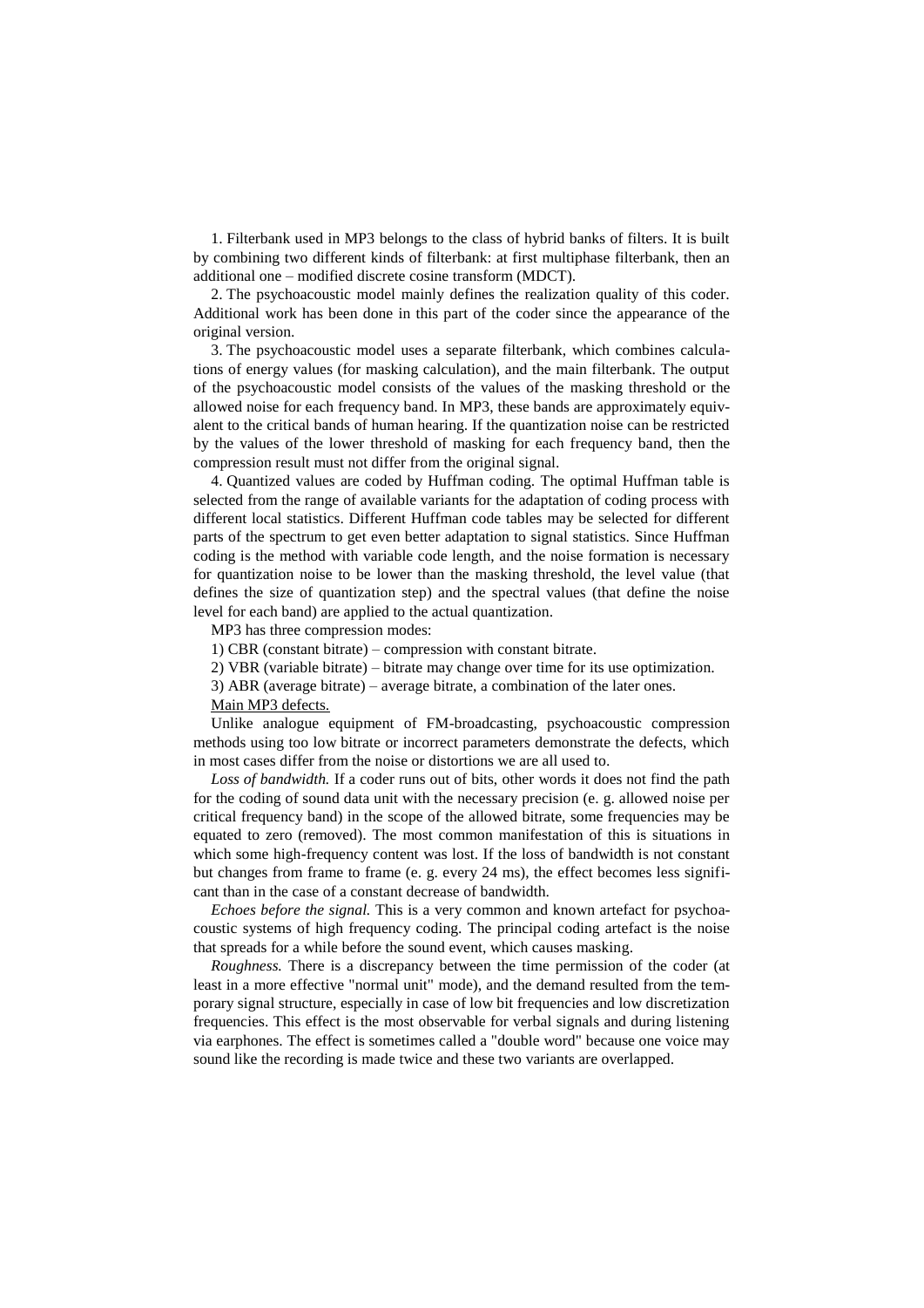1. Filterbank used in MP3 belongs to the class of hybrid banks of filters. It is built by combining two different kinds of filterbank: at first multiphase filterbank, then an additional one – modified discrete cosine transform (MDCT).

2. The psychoacoustic model mainly defines the realization quality of this coder. Additional work has been done in this part of the coder since the appearance of the original version.

3. The psychoacoustic model uses a separate filterbank, which combines calculations of energy values (for masking calculation), and the main filterbank. The output of the psychoacoustic model consists of the values of the masking threshold or the allowed noise for each frequency band. In MP3, these bands are approximately equivalent to the critical bands of human hearing. If the quantization noise can be restricted by the values of the lower threshold of masking for each frequency band, then the compression result must not differ from the original signal.

4. Quantized values are coded by Huffman coding. The optimal Huffman table is selected from the range of available variants for the adaptation of coding process with different local statistics. Different Huffman code tables may be selected for different parts of the spectrum to get even better adaptation to signal statistics. Since Huffman coding is the method with variable code length, and the noise formation is necessary for quantization noise to be lower than the masking threshold, the level value (that defines the size of quantization step) and the spectral values (that define the noise level for each band) are applied to the actual quantization.

MP3 has three compression modes:

1) CBR (constant bitrate) – compression with constant bitrate.

2) VBR (variable bitrate) – bitrate may change over time for its use optimization.

3) ABR (average bitrate) – average bitrate, a combination of the later ones.

<u>Main MP3 defects.</u>

Unlike analogue equipment of FM-broadcasting, psychoacoustic compression methods using too low bitrate or incorrect parameters demonstrate the defects, which in most cases differ from the noise or distortions we are all used to.

*Loss of bandwidth.* If a coder runs out of bits, other words it does not find the path for the coding of sound data unit with the necessary precision (e. g. allowed noise per critical frequency band) in the scope of the allowed bitrate, some frequencies may be equated to zero (removed). The most common manifestation of this is situations in which some high-frequency content was lost. If the loss of bandwidth is not constant but changes from frame to frame (e. g. every 24 ms), the effect becomes less significant than in the case of a constant decrease of bandwidth.

*Echoes before the signal.* This is a very common and known artefact for psychoacoustic systems of high frequency coding. The principal coding artefact is the noise that spreads for a while before the sound event, which causes masking.

*Roughness.* There is a discrepancy between the time permission of the coder (at least in a more effective "normal unit" mode), and the demand resulted from the temporary signal structure, especially in case of low bit frequencies and low discretization frequencies. This effect is the most observable for verbal signals and during listening via earphones. The effect is sometimes called a "double word" because one voice may sound like the recording is made twice and these two variants are overlapped.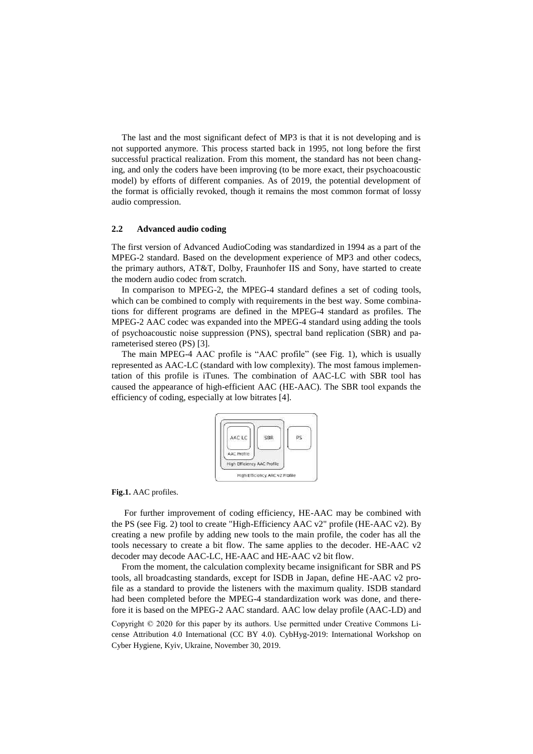The last and the most significant defect of MP3 is that it is not developing and is not supported anymore. This process started back in 1995, not long before the first successful practical realization. From this moment, the standard has not been changing, and only the coders have been improving (to be more exact, their psychoacoustic model) by efforts of different companies. As of 2019, the potential development of the format is officially revoked, though it remains the most common format of lossy audio compression.

### 2.2 Advanced audio coding

The first version of Advanced AudioCoding was standardized in 1994 as a part of the MPEG-2 standard. Based on the development experience of MP3 and other codecs, the primary authors, AT&T, Dolby, Fraunhofer IIS and Sony, have started to create the modern audio codec from scratch.

In comparison to MPEG-2, the MPEG-4 standard defines a set of coding tools, which can be combined to comply with requirements in the best way. Some combinations for different programs are defined in the MPEG-4 standard as profiles. The MPEG-2 AAC codec was expanded into the MPEG-4 standard using adding the tools of psychoacoustic noise suppression (PNS), spectral band replication (SBR) and parameterised stereo (PS) [3].

The main MPEG-4 AAC profile is "AAC profile" (see Fig. 1), which is usually represented as AAC-LC (standard with low complexity). The most famous implementation of this profile is iTunes. The combination of AAC-LC with SBR tool has caused the appearance of high-efficient AAC (HE-AAC). The SBR tool expands the efficiency of coding, especially at low bitrates [4].

**Fig.1.** AAC profiles.

For further improvement of coding efficiency, HE-AAC may be combined with the PS (see Fig. 2) tool to create "High-Efficiency AAC v2" profile (HE-AAC v2). By creating a new profile by adding new tools to the main profile, the coder has all the tools necessary to create a bit flow. The same applies to the decoder. HE-AAC v2 decoder may decode AAC-LC, HE-AAC and HE-AAC v2 bit flow.

From the moment, the calculation complexity became insignificant for SBR and PS tools, all broadcasting standards, except for ISDB in Japan, define HE-AAC v2 profile as a standard to provide the listeners with the maximum quality. ISDB standard had been completed before the MPEG-4 standardization work was done, and therefore it is based on the MPEG-2 AAC standard. AAC low delay profile (AAC-LD) and

Copyright © 2020 for this paper by its authors. Use permitted under Creative Commons License Attribution 4.0 International (CC BY 4.0). CybHyg-2019: International Workshop on Cyber Hygiene, Kyiv, Ukraine, November 30, 2019.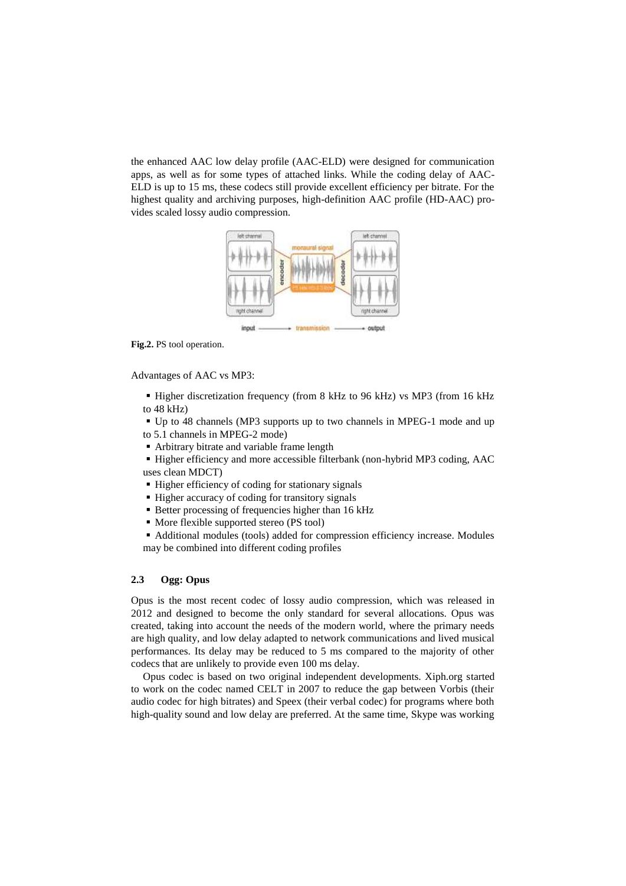the enhanced AAC low delay profile (AAC-ELD) were designed for communication apps, as well as for some types of attached links. While the coding delay of AAC-ELD is up to 15 ms, these codecs still provide excellent efficiency per bitrate. For the highest quality and archiving purposes, high-definition AAC profile (HD-AAC) provides scaled lossy audio compression.

**Fig.2.** PS tool operation.

Advantages of AAC vs MP3:

- Higher discretization frequency (from 8 kHz to 96 kHz) vs MP3 (from 16 kHz to 48 kHz)
- Up to 48 channels (MP3 supports up to two channels in MPEG-1 mode and up to 5.1 channels in MPEG-2 mode)
- Arbitrary bitrate and variable frame length
- Higher efficiency and more accessible filterbank (non-hybrid MP3 coding, AAC uses clean MDCT)
- Higher efficiency of coding for stationary signals
- Higher accuracy of coding for transitory signals
- Better processing of frequencies higher than 16 kHz
- More flexible supported stereo (PS tool)
- Additional modules (tools) added for compression efficiency increase. Modules may be combined into different coding profiles

### 2.3 Ogg: Opus

Opus is the most recent codec of lossy audio compression, which was released in 2012 and designed to become the only standard for several allocations. Opus was created, taking into account the needs of the modern world, where the primary needs are high quality, and low delay adapted to network communications and lived musical performances. Its delay may be reduced to 5 ms compared to the majority of other codecs that are unlikely to provide even 100 ms delay.

Opus codec is based on two original independent developments. Xiph.org started to work on the codec named CELT in 2007 to reduce the gap between Vorbis (their audio codec for high bitrates) and Speex (their verbal codec) for programs where both high-quality sound and low delay are preferred. At the same time, Skype was working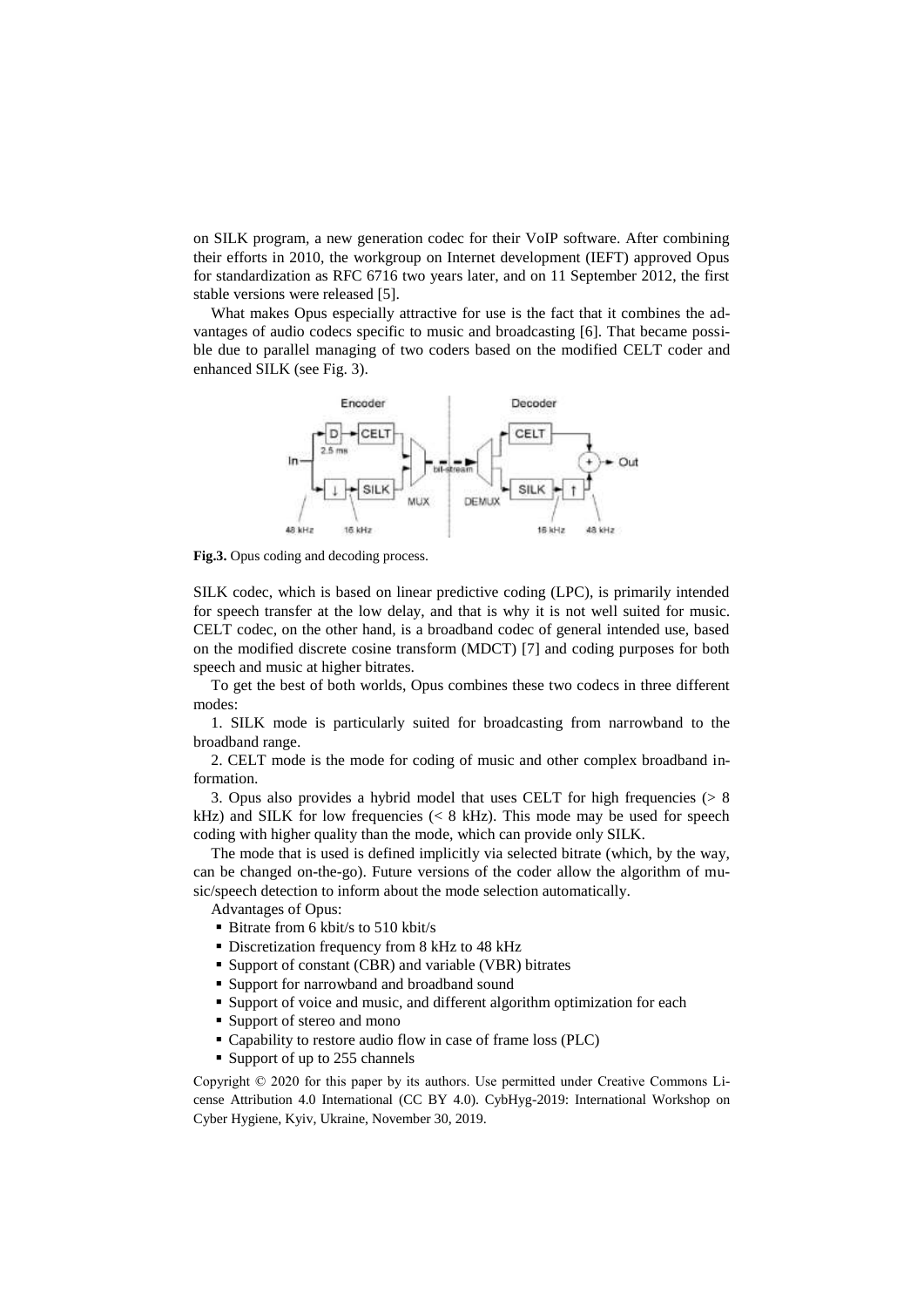on SILK program, a new generation codec for their VoIP software. After combining their efforts in 2010, the workgroup on Internet development (IEFT) approved Opus for standardization as RFC 6716 two years later, and on 11 September 2012, the first stable versions were released [5].

What makes Opus especially attractive for use is the fact that it combines the advantages of audio codecs specific to music and broadcasting [6]. That became possible due to parallel managing of two coders based on the modified CELT coder and enhanced SILK (see Fig. 3).

**Fig.3.** Opus coding and decoding process.

SILK codec, which is based on linear predictive coding (LPC), is primarily intended for speech transfer at the low delay, and that is why it is not well suited for music. CELT codec, on the other hand, is a broadband codec of general intended use, based on the modified discrete cosine transform (MDCT) [7] and coding purposes for both speech and music at higher bitrates.

To get the best of both worlds, Opus combines these two codecs in three different modes:

1. SILK mode is particularly suited for broadcasting from narrowband to the broadband range.

2. CELT mode is the mode for coding of music and other complex broadband information.

3. Opus also provides a hybrid model that uses CELT for high frequencies (> 8 kHz) and SILK for low frequencies (< 8 kHz). This mode may be used for speech coding with higher quality than the mode, which can provide only SILK.

The mode that is used is defined implicitly via selected bitrate (which, by the way, can be changed on-the-go). Future versions of the coder allow the algorithm of music/speech detection to inform about the mode selection automatically.

Advantages of Opus:

- Bitrate from 6 kbit/s to 510 kbit/s
- Discretization frequency from 8 kHz to 48 kHz
- Support of constant (CBR) and variable (VBR) bitrates
- Support for narrowband and broadband sound
- Support of voice and music, and different algorithm optimization for each
- Support of stereo and mono
- Capability to restore audio flow in case of frame loss (PLC)
- Support of up to 255 channels

Copyright © 2020 for this paper by its authors. Use permitted under Creative Commons License Attribution 4.0 International (CC BY 4.0). CybHyg-2019: International Workshop on Cyber Hygiene, Kyiv, Ukraine, November 30, 2019.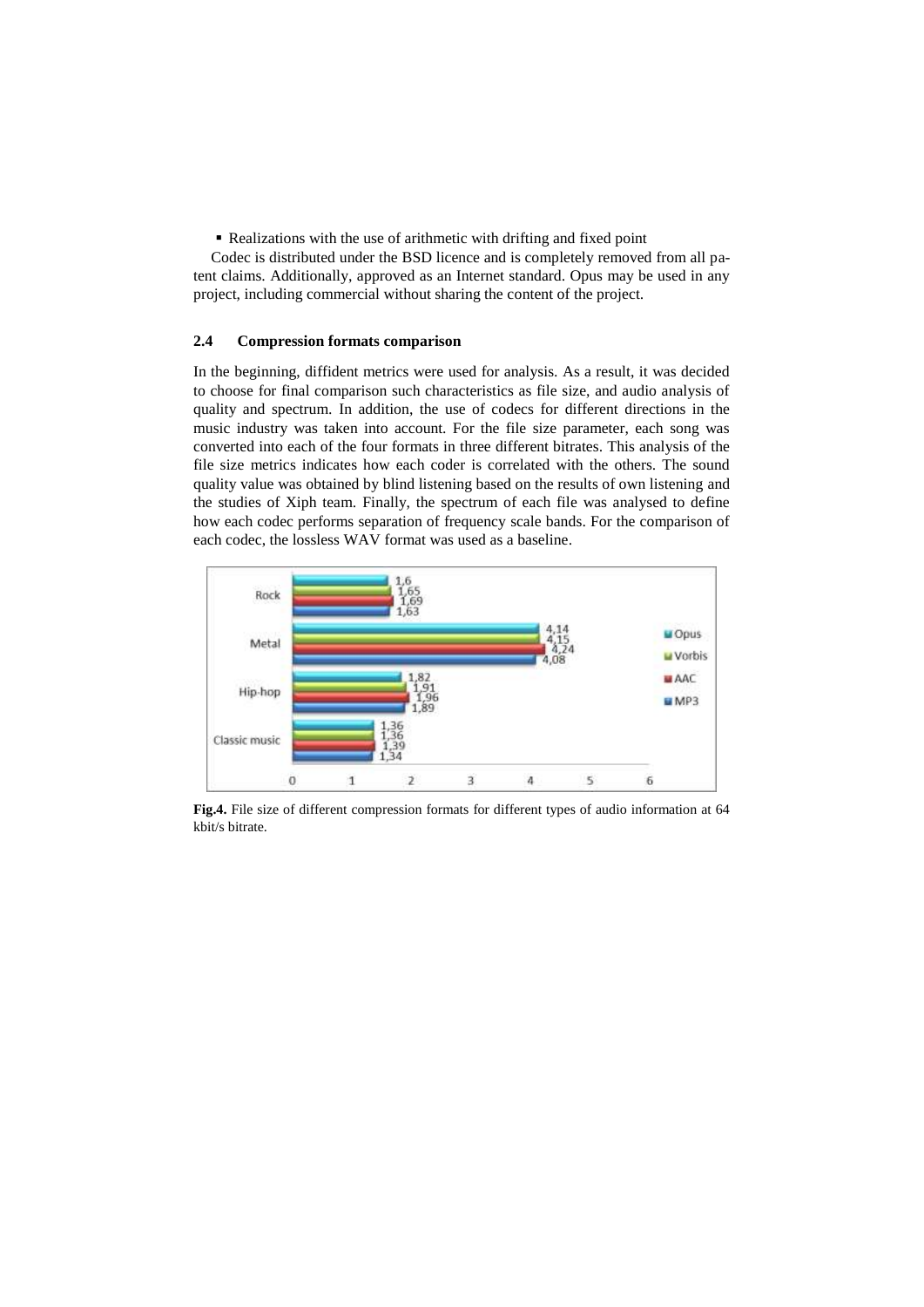- Realizations with the use of arithmetic with drifting and fixed point

Codec is distributed under the BSD licence and is completely removed from all patent claims. Additionally, approved as an Internet standard. Opus may be used in any project, including commercial without sharing the content of the project.

### 2.4 Compression formats comparison

In the beginning, diffident metrics were used for analysis. As a result, it was decided to choose for final comparison such characteristics as file size, and audio analysis of quality and spectrum. In addition, the use of codecs for different directions in the music industry was taken into account. For the file size parameter, each song was converted into each of the four formats in three different bitrates. This analysis of the file size metrics indicates how each coder is correlated with the others. The sound quality value was obtained by blind listening based on the results of own listening and the studies of Xiph team. Finally, the spectrum of each file was analysed to define how each codec performs separation of frequency scale bands. For the comparison of each codec, the lossless WAV format was used as a baseline.

| | Opus | Vorbis | AAC | MP3 |
|---|---|---|---|---|
| Rock | 1,6 | 1,65 | 1,69 | 1,63 |
| Metal | 4,14 | 4,15 | 4,24 | 4,08 |
| Hip-hop | 1,82 | 1,91 | 1,96 | 1,89 |
| Classic music | 1,36 | 1,36 | 1,39 | 1,34 |

**Fig.4.** File size of different compression formats for different types of audio information at 64 kbit/s bitrate.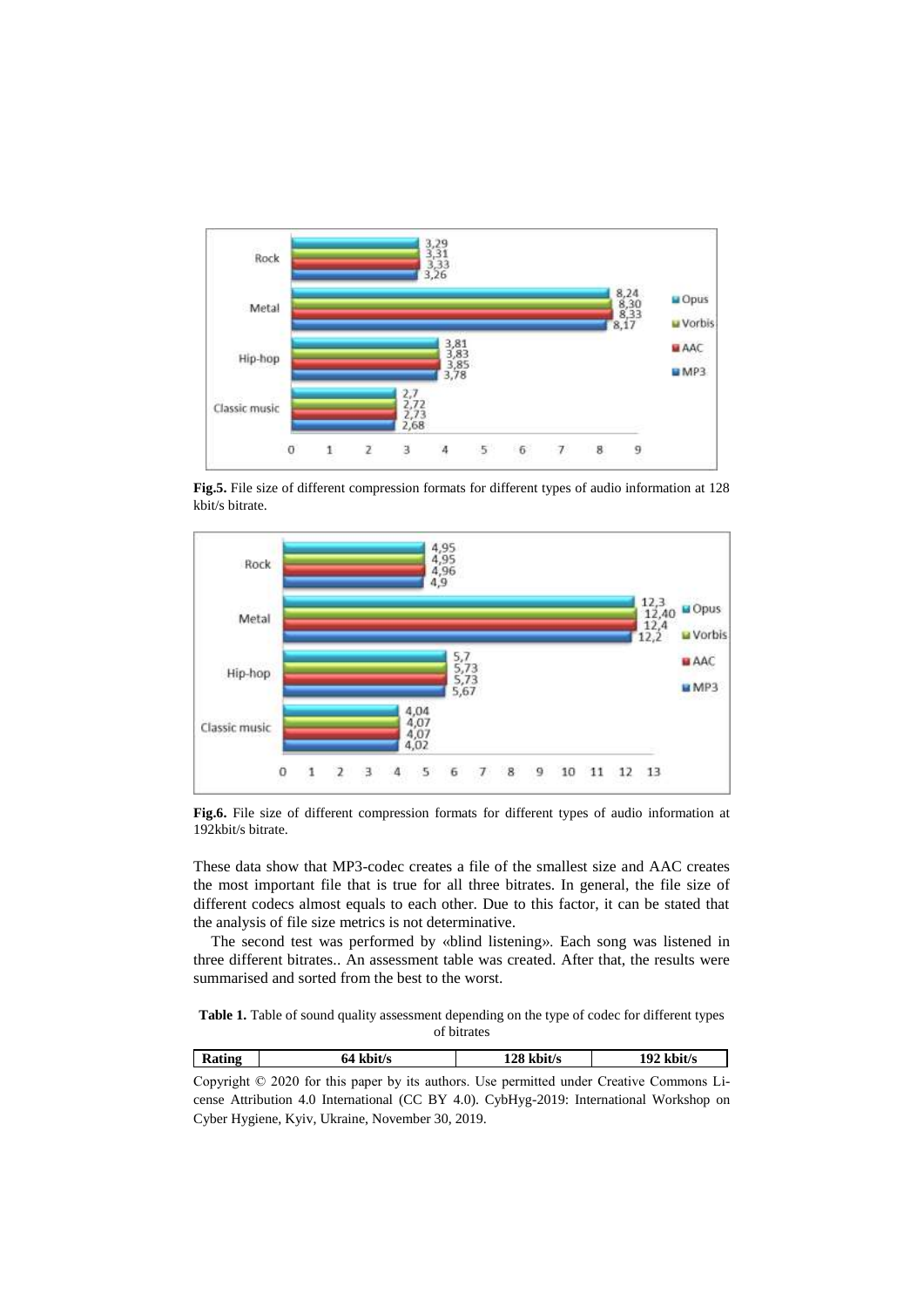Fig.5. File size of different compression formats for different types of audio information at 128 kbit/s bitrate.

Fig.6. File size of different compression formats for different types of audio information at 192kbit/s bitrate.

These data show that MP3-codec creates a file of the smallest size and AAC creates the most important file that is true for all three bitrates. In general, the file size of different codecs almost equals to each other. Due to this factor, it can be stated that the analysis of file size metrics is not determinative.

The second test was performed by «blind listening». Each song was listened in three different bitrates.. An assessment table was created. After that, the results were summarised and sorted from the best to the worst.

**Table 1.** Table of sound quality assessment depending on the type of codec for different types of bitrates

| Rating | 64 kbit/s | 128 kbit/s | 192 kbit/s |
|---|---|---|---|

Copyright © 2020 for this paper by its authors. Use permitted under Creative Commons License Attribution 4.0 International (CC BY 4.0). CybHyg-2019: International Workshop on Cyber Hygiene, Kyiv, Ukraine, November 30, 2019.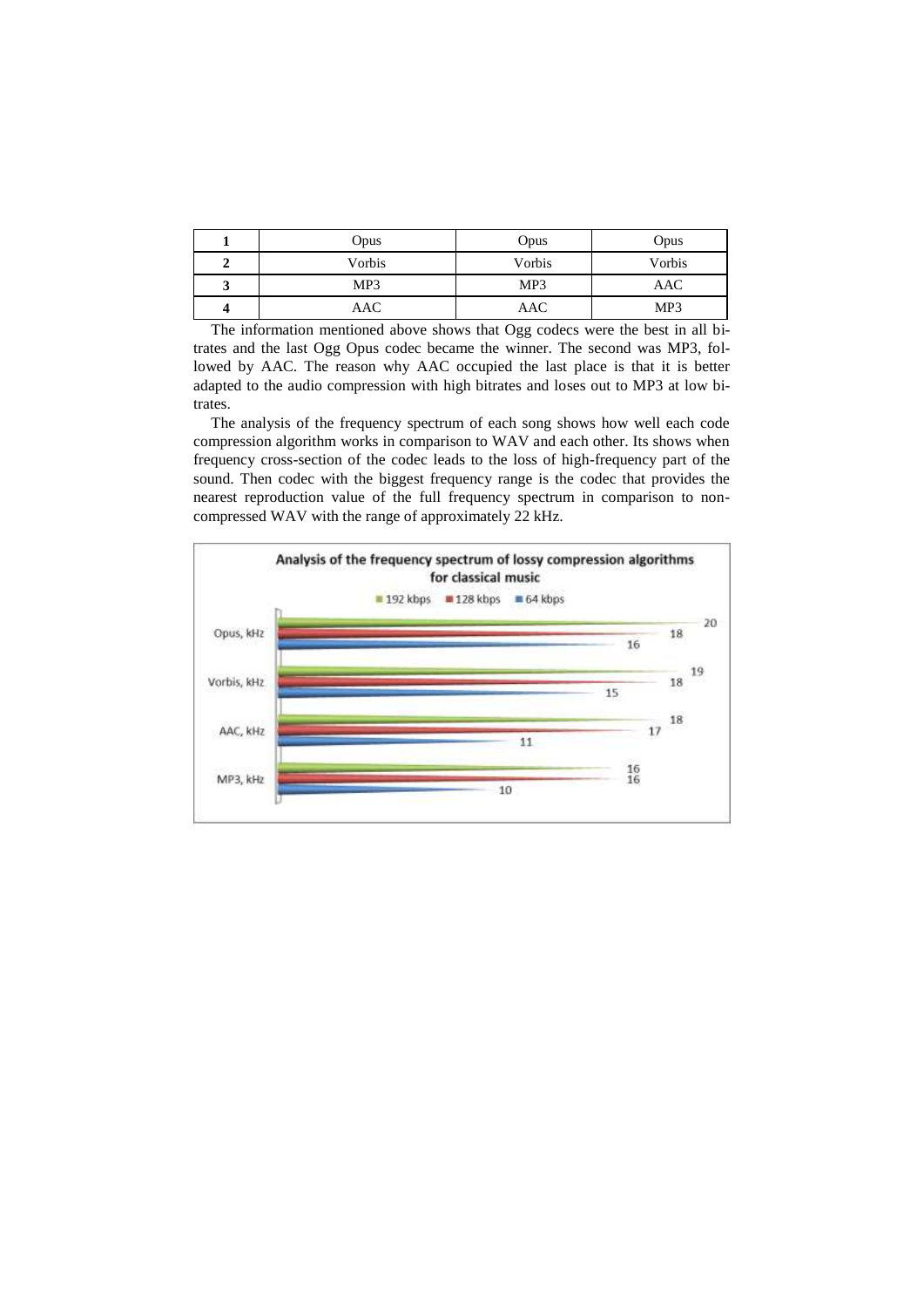| 1 | Opus | Opus | Opus |
|---|---|---|---|
| **2** | Vorbis | Vorbis | Vorbis |
| **3** | MP3 | MP3 | AAC |
| **4** | AAC | AAC | MP3 |

The information mentioned above shows that Ogg codecs were the best in all bitrates and the last Ogg Opus codec became the winner. The second was MP3, followed by AAC. The reason why AAC occupied the last place is that it is better adapted to the audio compression with high bitrates and loses out to MP3 at low bitrates.

The analysis of the frequency spectrum of each song shows how well each code compression algorithm works in comparison to WAV and each other. Its shows when frequency cross-section of the codec leads to the loss of high-frequency part of the sound. Then codec with the biggest frequency range is the codec that provides the nearest reproduction value of the full frequency spectrum in comparison to non-compressed WAV with the range of approximately 22 kHz.

**Analysis of the frequency spectrum of lossy compression algorithms for classical music**

| | 192 kbps | 128 kbps | 64 kbps |
|---|---|---|---|
| Opus, kHz | 20 | 18 | 16 |
| Vorbis, kHz | 19 | 18 | 15 |
| AAC, kHz | 18 | 17 | 11 |
| MP3, kHz | 16 | 16 | 10 |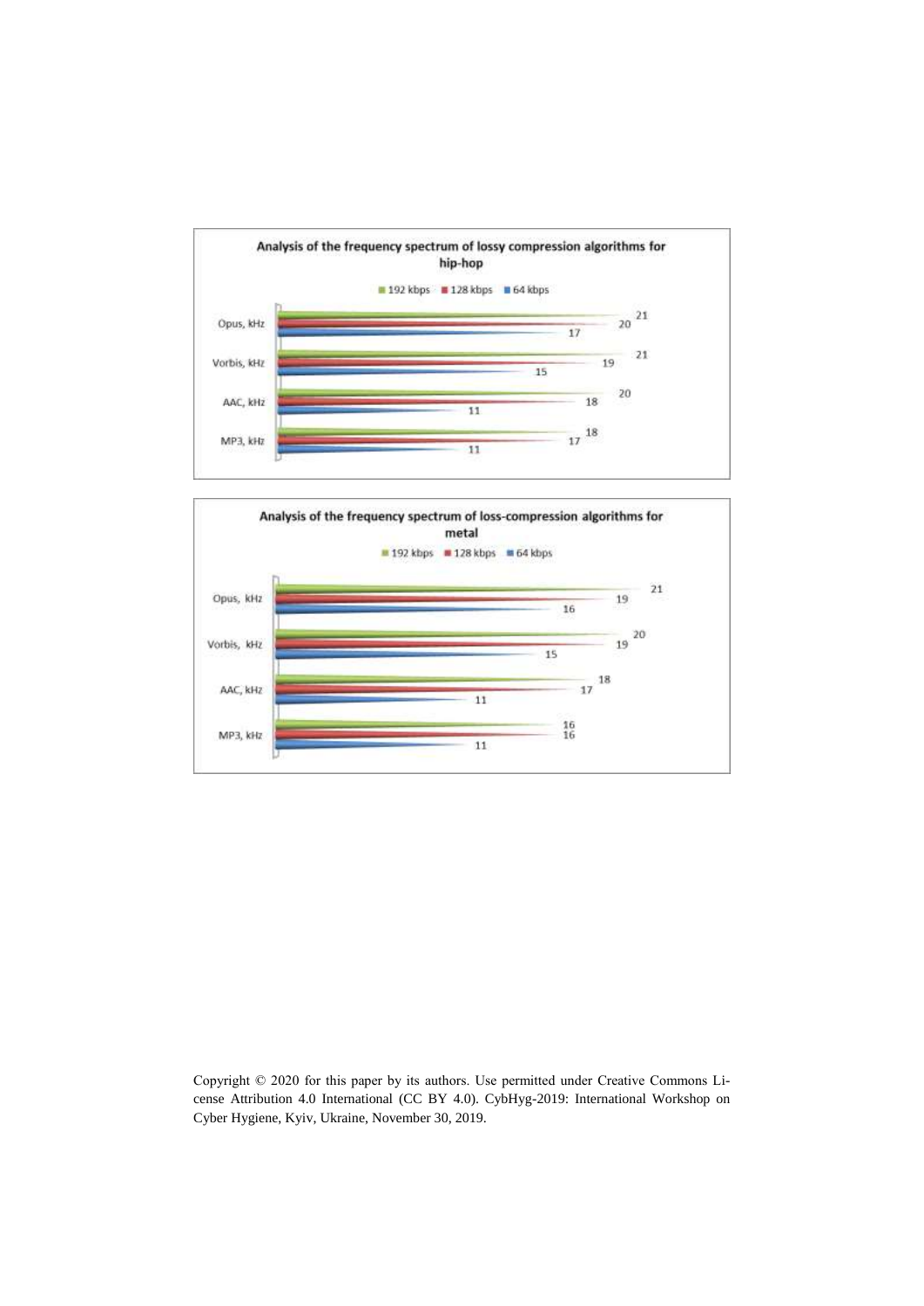**Analysis of the frequency spectrum of lossy compression algorithms for hip-hop**

| | 192 kbps | 128 kbps | 64 kbps |
|---|---|---|---|
| Opus, kHz | 21 | 20 | 17 |
| Vorbis, kHz | 21 | 19 | 15 |
| AAC, kHz | 20 | 18 | 11 |
| MP3, kHz | 18 | 17 | 11 |

**Analysis of the frequency spectrum of loss-compression algorithms for metal**

| | 192 kbps | 128 kbps | 64 kbps |
|---|---|---|---|
| Opus, kHz | 21 | 19 | 16 |
| Vorbis, kHz | 20 | 19 | 15 |
| AAC, kHz | 18 | 17 | 11 |
| MP3, kHz | 16 | 16 | 11 |

Copyright © 2020 for this paper by its authors. Use permitted under Creative Commons License Attribution 4.0 International (CC BY 4.0). CybHyg-2019: International Workshop on Cyber Hygiene, Kyiv, Ukraine, November 30, 2019.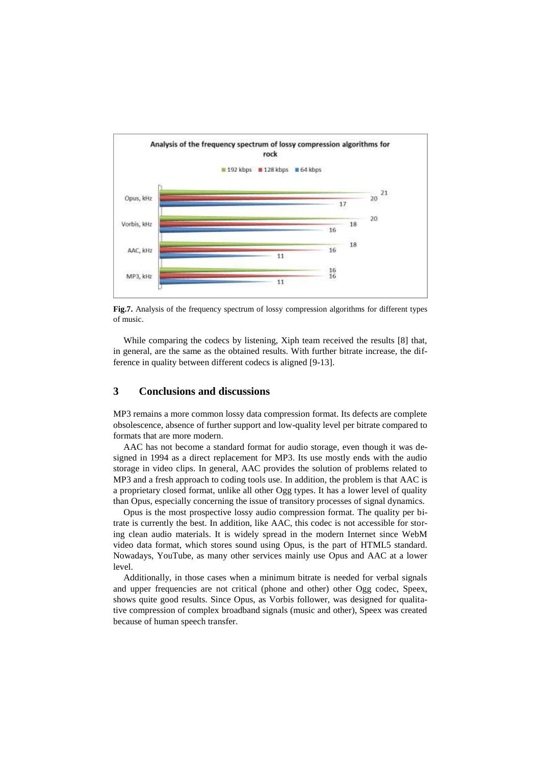Analysis of the frequency spectrum of lossy compression algorithms for rock

| | 192 kbps | 128 kbps | 64 kbps |
|---|---|---|---|
| Opus, kHz | 21 | 20 | 17 |
| Vorbis, kHz | 20 | 18 | 16 |
| AAC, kHz | 18 | 16 | 11 |
| MP3, kHz | 16 | 16 | 11 |

**Fig.7.** Analysis of the frequency spectrum of lossy compression algorithms for different types of music.

While comparing the codecs by listening, Xiph team received the results [8] that, in general, are the same as the obtained results. With further bitrate increase, the difference in quality between different codecs is aligned [9-13].

## 3 Conclusions and discussions

MP3 remains a more common lossy data compression format. Its defects are complete obsolescence, absence of further support and low-quality level per bitrate compared to formats that are more modern.

AAC has not become a standard format for audio storage, even though it was designed in 1994 as a direct replacement for MP3. Its use mostly ends with the audio storage in video clips. In general, AAC provides the solution of problems related to MP3 and a fresh approach to coding tools use. In addition, the problem is that AAC is a proprietary closed format, unlike all other Ogg types. It has a lower level of quality than Opus, especially concerning the issue of transitory processes of signal dynamics.

Opus is the most prospective lossy audio compression format. The quality per bitrate is currently the best. In addition, like AAC, this codec is not accessible for storing clean audio materials. It is widely spread in the modern Internet since WebM video data format, which stores sound using Opus, is the part of HTML5 standard. Nowadays, YouTube, as many other services mainly use Opus and AAC at a lower level.

Additionally, in those cases when a minimum bitrate is needed for verbal signals and upper frequencies are not critical (phone and other) other Ogg codec, Speex, shows quite good results. Since Opus, as Vorbis follower, was designed for qualitative compression of complex broadband signals (music and other), Speex was created because of human speech transfer.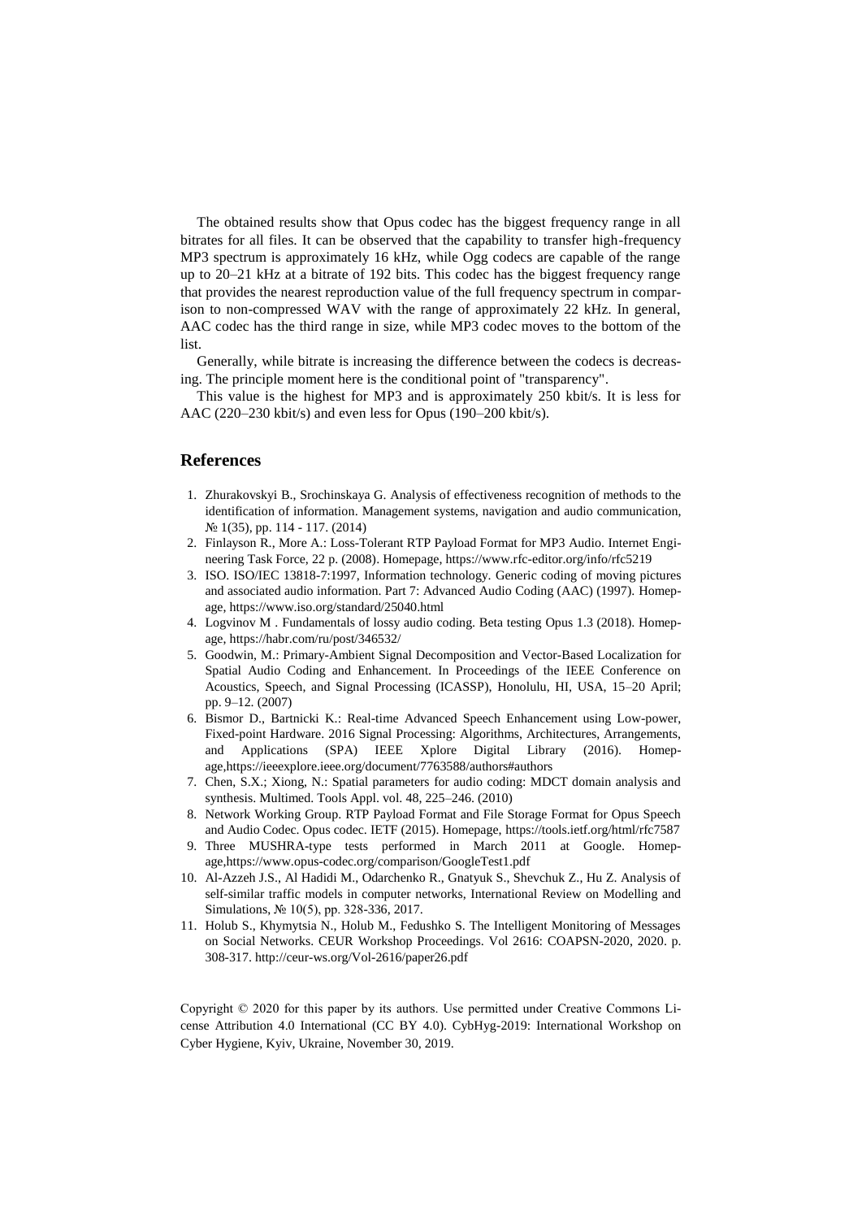The obtained results show that Opus codec has the biggest frequency range in all bitrates for all files. It can be observed that the capability to transfer high-frequency MP3 spectrum is approximately 16 kHz, while Ogg codecs are capable of the range up to 20–21 kHz at a bitrate of 192 bits. This codec has the biggest frequency range that provides the nearest reproduction value of the full frequency spectrum in comparison to non-compressed WAV with the range of approximately 22 kHz. In general, AAC codec has the third range in size, while MP3 codec moves to the bottom of the list.

Generally, while bitrate is increasing the difference between the codecs is decreasing. The principle moment here is the conditional point of "transparency".

This value is the highest for MP3 and is approximately 250 kbit/s. It is less for AAC (220–230 kbit/s) and even less for Opus (190–200 kbit/s).

## References

1. Zhurakovskyi B., Srochinskaya G. Analysis of effectiveness recognition of methods to the identification of information. Management systems, navigation and audio communication, № 1(35), pp. 114 - 117. (2014)
2. Finlayson R., More A.: Loss-Tolerant RTP Payload Format for MP3 Audio. Internet Engineering Task Force, 22 p. (2008). Homepage, https://www.rfc-editor.org/info/rfc5219
3. ISO. ISO/IEC 13818-7:1997, Information technology. Generic coding of moving pictures and associated audio information. Part 7: Advanced Audio Coding (AAC) (1997). Homepage, https://www.iso.org/standard/25040.html
4. Logvinov M . Fundamentals of lossy audio coding. Beta testing Opus 1.3 (2018). Homepage, https://habr.com/ru/post/346532/
5. Goodwin, M.: Primary-Ambient Signal Decomposition and Vector-Based Localization for Spatial Audio Coding and Enhancement. In Proceedings of the IEEE Conference on Acoustics, Speech, and Signal Processing (ICASSP), Honolulu, HI, USA, 15–20 April; pp. 9–12. (2007)
6. Bismor D., Bartnicki K.: Real-time Advanced Speech Enhancement using Low-power, Fixed-point Hardware. 2016 Signal Processing: Algorithms, Architectures, Arrangements, and Applications (SPA) IEEE Xplore Digital Library (2016). Homepage,https://ieeexplore.ieee.org/document/7763588/authors#authors
7. Chen, S.X.; Xiong, N.: Spatial parameters for audio coding: MDCT domain analysis and synthesis. Multimed. Tools Appl. vol. 48, 225–246. (2010)
8. Network Working Group. RTP Payload Format and File Storage Format for Opus Speech and Audio Codec. Opus codec. IETF (2015). Homepage, https://tools.ietf.org/html/rfc7587
9. Three MUSHRA-type tests performed in March 2011 at Google. Homepage,https://www.opus-codec.org/comparison/GoogleTest1.pdf
10. Al-Azzeh J.S., Al Hadidi M., Odarchenko R., Gnatyuk S., Shevchuk Z., Hu Z. Analysis of self-similar traffic models in computer networks, International Review on Modelling and Simulations, № 10(5), pp. 328-336, 2017.
11. Holub S., Khymytsia N., Holub M., Fedushko S. The Intelligent Monitoring of Messages on Social Networks. CEUR Workshop Proceedings. Vol 2616: COAPSN-2020, 2020. p. 308-317. http://ceur-ws.org/Vol-2616/paper26.pdf

Copyright © 2020 for this paper by its authors. Use permitted under Creative Commons License Attribution 4.0 International (CC BY 4.0). CybHyg-2019: International Workshop on Cyber Hygiene, Kyiv, Ukraine, November 30, 2019.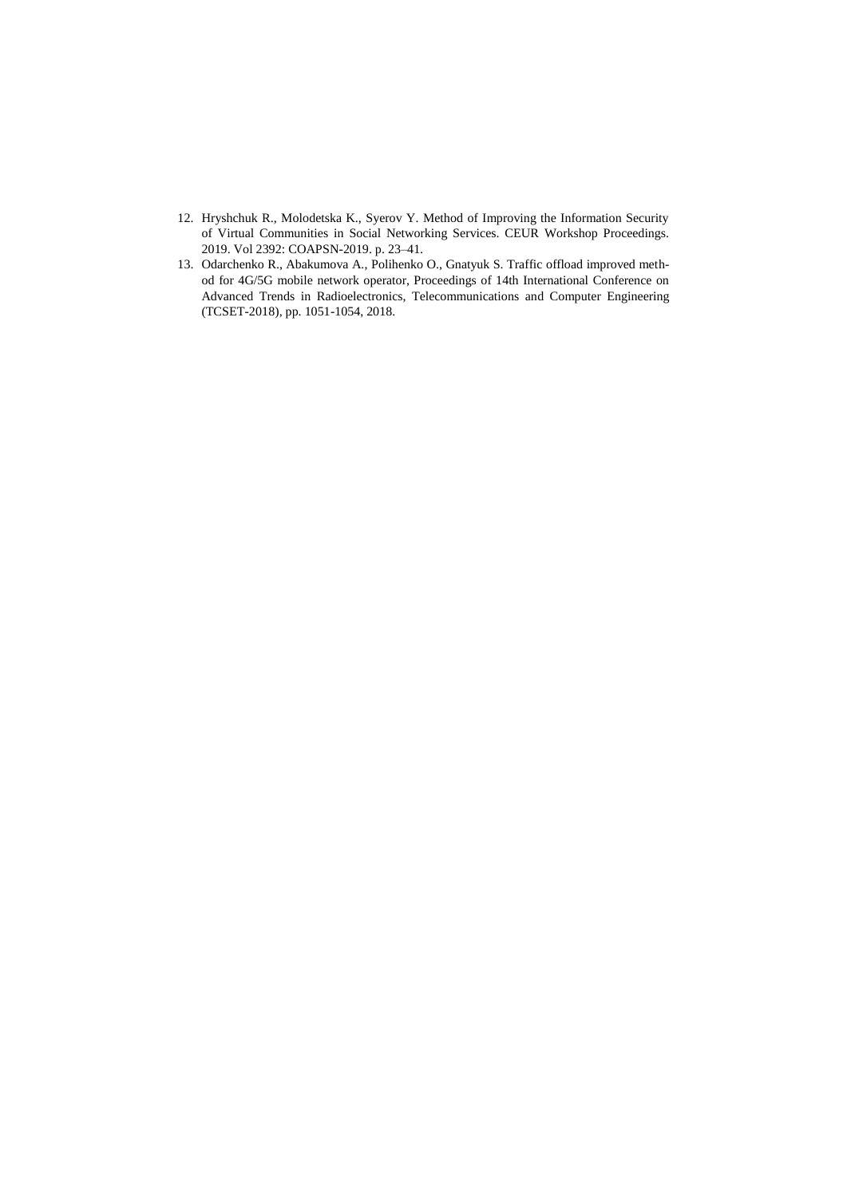12. Hryshchuk R., Molodetska K., Syerov Y. Method of Improving the Information Security of Virtual Communities in Social Networking Services. CEUR Workshop Proceedings. 2019. Vol 2392: COAPSN-2019. p. 23–41.
13. Odarchenko R., Abakumova A., Polihenko O., Gnatyuk S. Traffic offload improved method for 4G/5G mobile network operator, Proceedings of 14th International Conference on Advanced Trends in Radioelectronics, Telecommunications and Computer Engineering (TCSET-2018), pp. 1051-1054, 2018.